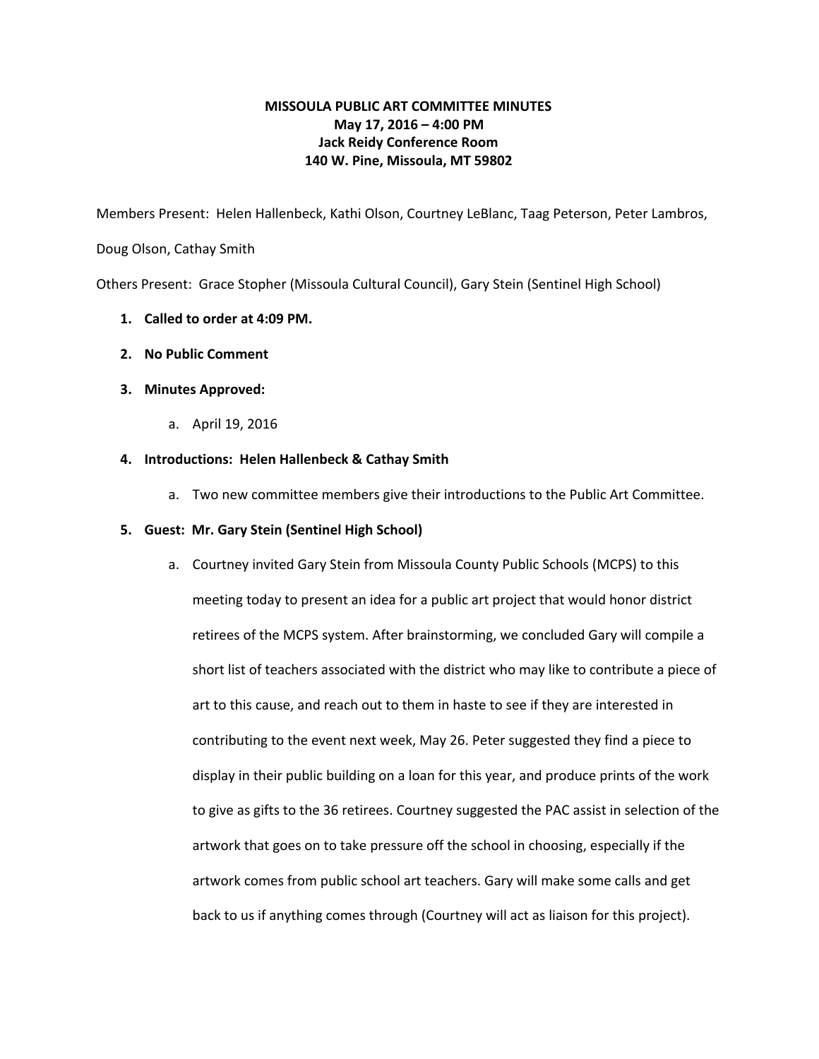# MISSOULA PUBLIC ART COMMITTEE MINUTES

**May 17, 2016 – 4:00 PM**
**Jack Reidy Conference Room**
**140 W. Pine, Missoula, MT 59802**

Members Present: Helen Hallenbeck, Kathi Olson, Courtney LeBlanc, Taag Peterson, Peter Lambros, Doug Olson, Cathay Smith

Others Present: Grace Stopher (Missoula Cultural Council), Gary Stein (Sentinel High School)

1. **Called to order at 4:09 PM.**
2. **No Public Comment**
3. **Minutes Approved:**
   a. April 19, 2016
4. **Introductions: Helen Hallenbeck & Cathay Smith**
   a. Two new committee members give their introductions to the Public Art Committee.
5. **Guest: Mr. Gary Stein (Sentinel High School)**
   a. Courtney invited Gary Stein from Missoula County Public Schools (MCPS) to this meeting today to present an idea for a public art project that would honor district retirees of the MCPS system. After brainstorming, we concluded Gary will compile a short list of teachers associated with the district who may like to contribute a piece of art to this cause, and reach out to them in haste to see if they are interested in contributing to the event next week, May 26. Peter suggested they find a piece to display in their public building on a loan for this year, and produce prints of the work to give as gifts to the 36 retirees. Courtney suggested the PAC assist in selection of the artwork that goes on to take pressure off the school in choosing, especially if the artwork comes from public school art teachers. Gary will make some calls and get back to us if anything comes through (Courtney will act as liaison for this project).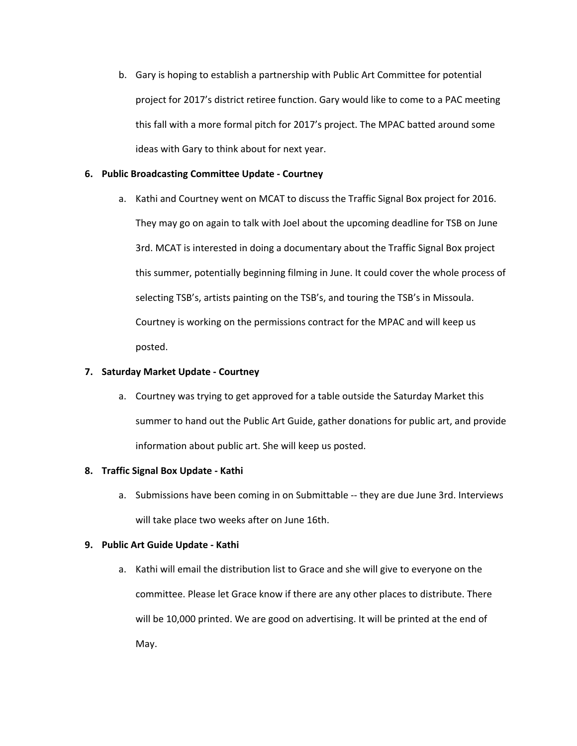b. Gary is hoping to establish a partnership with Public Art Committee for potential project for 2017's district retiree function. Gary would like to come to a PAC meeting this fall with a more formal pitch for 2017's project. The MPAC batted around some ideas with Gary to think about for next year.

**6. Public Broadcasting Committee Update - Courtney**

a. Kathi and Courtney went on MCAT to discuss the Traffic Signal Box project for 2016. They may go on again to talk with Joel about the upcoming deadline for TSB on June 3rd. MCAT is interested in doing a documentary about the Traffic Signal Box project this summer, potentially beginning filming in June. It could cover the whole process of selecting TSB's, artists painting on the TSB's, and touring the TSB's in Missoula. Courtney is working on the permissions contract for the MPAC and will keep us posted.

**7. Saturday Market Update - Courtney**

a. Courtney was trying to get approved for a table outside the Saturday Market this summer to hand out the Public Art Guide, gather donations for public art, and provide information about public art. She will keep us posted.

**8. Traffic Signal Box Update - Kathi**

a. Submissions have been coming in on Submittable -- they are due June 3rd. Interviews will take place two weeks after on June 16th.

**9. Public Art Guide Update - Kathi**

a. Kathi will email the distribution list to Grace and she will give to everyone on the committee. Please let Grace know if there are any other places to distribute. There will be 10,000 printed. We are good on advertising. It will be printed at the end of May.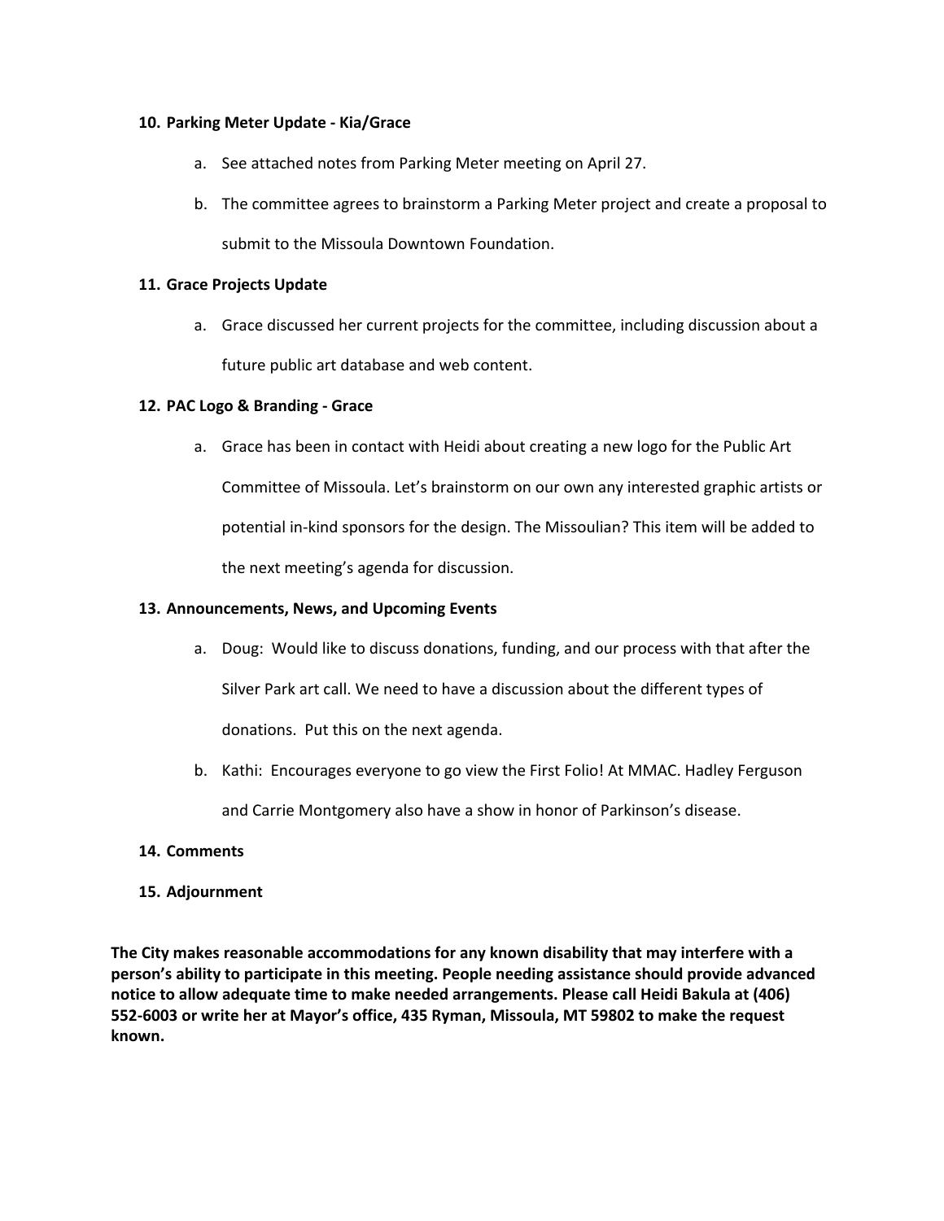10. **Parking Meter Update - Kia/Grace**
    a. See attached notes from Parking Meter meeting on April 27.
    b. The committee agrees to brainstorm a Parking Meter project and create a proposal to submit to the Missoula Downtown Foundation.
11. **Grace Projects Update**
    a. Grace discussed her current projects for the committee, including discussion about a future public art database and web content.
12. **PAC Logo & Branding - Grace**
    a. Grace has been in contact with Heidi about creating a new logo for the Public Art Committee of Missoula. Let's brainstorm on our own any interested graphic artists or potential in-kind sponsors for the design. The Missoulian? This item will be added to the next meeting's agenda for discussion.
13. **Announcements, News, and Upcoming Events**
    a. Doug: Would like to discuss donations, funding, and our process with that after the Silver Park art call. We need to have a discussion about the different types of donations. Put this on the next agenda.
    b. Kathi: Encourages everyone to go view the First Folio! At MMAC. Hadley Ferguson and Carrie Montgomery also have a show in honor of Parkinson's disease.
14. **Comments**
15. **Adjournment**

**The City makes reasonable accommodations for any known disability that may interfere with a person's ability to participate in this meeting. People needing assistance should provide advanced notice to allow adequate time to make needed arrangements. Please call Heidi Bakula at (406) 552-6003 or write her at Mayor's office, 435 Ryman, Missoula, MT 59802 to make the request known.**